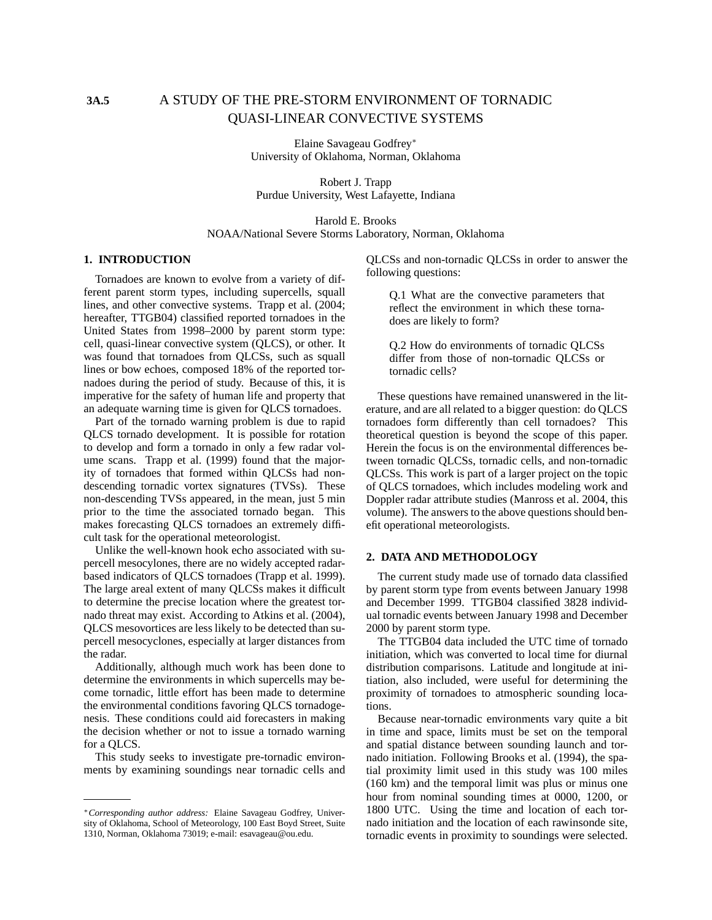**3A.5**

# A STUDY OF THE PRE-STORM ENVIRONMENT OF TORNADIC QUASI-LINEAR CONVECTIVE SYSTEMS

Elaine Savageau Godfrey*
University of Oklahoma, Norman, Oklahoma

Robert J. Trapp
Purdue University, West Lafayette, Indiana

Harold E. Brooks
NOAA/National Severe Storms Laboratory, Norman, Oklahoma

## 1. INTRODUCTION

Tornadoes are known to evolve from a variety of different parent storm types, including supercells, squall lines, and other convective systems. Trapp et al. (2004; hereafter, TTGB04) classified reported tornadoes in the United States from 1998–2000 by parent storm type: cell, quasi-linear convective system (QLCS), or other. It was found that tornadoes from QLCSs, such as squall lines or bow echoes, composed 18% of the reported tornadoes during the period of study. Because of this, it is imperative for the safety of human life and property that an adequate warning time is given for QLCS tornadoes.

Part of the tornado warning problem is due to rapid QLCS tornado development. It is possible for rotation to develop and form a tornado in only a few radar volume scans. Trapp et al. (1999) found that the majority of tornadoes that formed within QLCSs had non-descending tornadic vortex signatures (TVSs). These non-descending TVSs appeared, in the mean, just 5 min prior to the time the associated tornado began. This makes forecasting QLCS tornadoes an extremely difficult task for the operational meteorologist.

Unlike the well-known hook echo associated with supercell mesocyclones, there are no widely accepted radar-based indicators of QLCS tornadoes (Trapp et al. 1999). The large areal extent of many QLCSs makes it difficult to determine the precise location where the greatest tornado threat may exist. According to Atkins et al. (2004), QLCS mesovortices are less likely to be detected than supercell mesocyclones, especially at larger distances from the radar.

Additionally, although much work has been done to determine the environments in which supercells may become tornadic, little effort has been made to determine the environmental conditions favoring QLCS tornadogenesis. These conditions could aid forecasters in making the decision whether or not to issue a tornado warning for a QLCS.

This study seeks to investigate pre-tornadic environments by examining soundings near tornadic cells and QLCSs and non-tornadic QLCSs in order to answer the following questions:

> Q.1 What are the convective parameters that reflect the environment in which these tornadoes are likely to form?
>
> Q.2 How do environments of tornadic QLCSs differ from those of non-tornadic QLCSs or tornadic cells?

These questions have remained unanswered in the literature, and are all related to a bigger question: do QLCS tornadoes form differently than cell tornadoes? This theoretical question is beyond the scope of this paper. Herein the focus is on the environmental differences between tornadic QLCSs, tornadic cells, and non-tornadic QLCSs. This work is part of a larger project on the topic of QLCS tornadoes, which includes modeling work and Doppler radar attribute studies (Manross et al. 2004, this volume). The answers to the above questions should benefit operational meteorologists.

## 2. DATA AND METHODOLOGY

The current study made use of tornado data classified by parent storm type from events between January 1998 and December 1999. TTGB04 classified 3828 individual tornadic events between January 1998 and December 2000 by parent storm type.

The TTGB04 data included the UTC time of tornado initiation, which was converted to local time for diurnal distribution comparisons. Latitude and longitude at initiation, also included, were useful for determining the proximity of tornadoes to atmospheric sounding locations.

Because near-tornadic environments vary quite a bit in time and space, limits must be set on the temporal and spatial distance between sounding launch and tornado initiation. Following Brooks et al. (1994), the spatial proximity limit used in this study was 100 miles (160 km) and the temporal limit was plus or minus one hour from nominal sounding times at 0000, 1200, or 1800 UTC. Using the time and location of each tornado initiation and the location of each rawinsonde site, tornadic events in proximity to soundings were selected.

---

\* *Corresponding author address:* Elaine Savageau Godfrey, University of Oklahoma, School of Meteorology, 100 East Boyd Street, Suite 1310, Norman, Oklahoma 73019; e-mail: esavageau@ou.edu.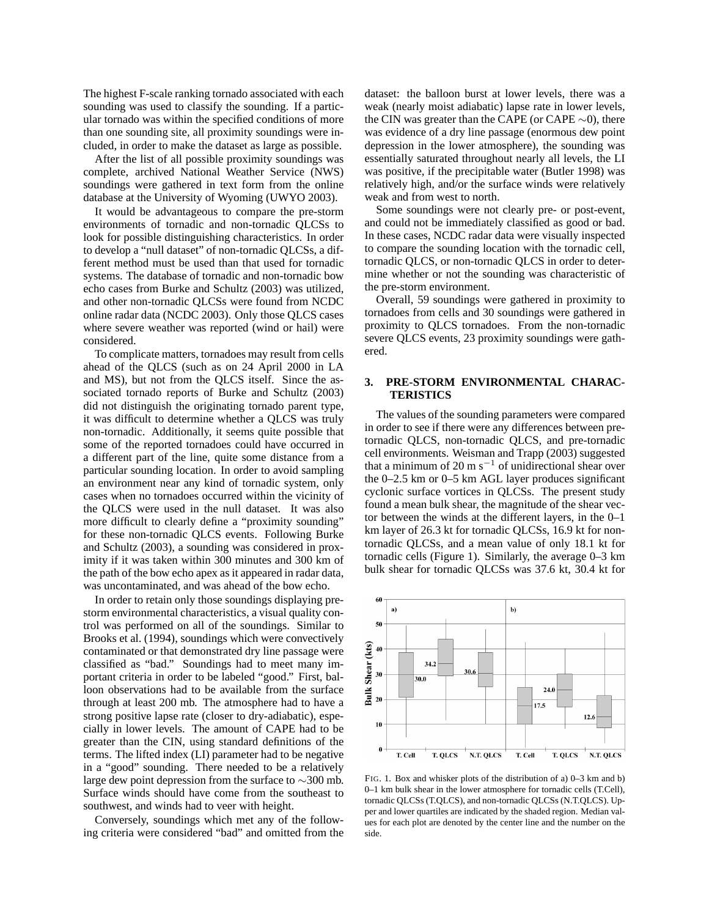The highest F-scale ranking tornado associated with each sounding was used to classify the sounding. If a particular tornado was within the specified conditions of more than one sounding site, all proximity soundings were included, in order to make the dataset as large as possible.

After the list of all possible proximity soundings was complete, archived National Weather Service (NWS) soundings were gathered in text form from the online database at the University of Wyoming (UWYO 2003).

It would be advantageous to compare the pre-storm environments of tornadic and non-tornadic QLCSs to look for possible distinguishing characteristics. In order to develop a "null dataset" of non-tornadic QLCSs, a different method must be used than that used for tornadic systems. The database of tornadic and non-tornadic bow echo cases from Burke and Schultz (2003) was utilized, and other non-tornadic QLCSs were found from NCDC online radar data (NCDC 2003). Only those QLCS cases where severe weather was reported (wind or hail) were considered.

To complicate matters, tornadoes may result from cells ahead of the QLCS (such as on 24 April 2000 in LA and MS), but not from the QLCS itself. Since the associated tornado reports of Burke and Schultz (2003) did not distinguish the originating tornado parent type, it was difficult to determine whether a QLCS was truly non-tornadic. Additionally, it seems quite possible that some of the reported tornadoes could have occurred in a different part of the line, quite some distance from a particular sounding location. In order to avoid sampling an environment near any kind of tornadic system, only cases when no tornadoes occurred within the vicinity of the QLCS were used in the null dataset. It was also more difficult to clearly define a "proximity sounding" for these non-tornadic QLCS events. Following Burke and Schultz (2003), a sounding was considered in proximity if it was taken within 300 minutes and 300 km of the path of the bow echo apex as it appeared in radar data, was uncontaminated, and was ahead of the bow echo.

In order to retain only those soundings displaying pre-storm environmental characteristics, a visual quality control was performed on all of the soundings. Similar to Brooks et al. (1994), soundings which were convectively contaminated or that demonstrated dry line passage were classified as "bad." Soundings had to meet many important criteria in order to be labeled "good." First, balloon observations had to be available from the surface through at least 200 mb. The atmosphere had to have a strong positive lapse rate (closer to dry-adiabatic), especially in lower levels. The amount of CAPE had to be greater than the CIN, using standard definitions of the terms. The lifted index (LI) parameter had to be negative in a "good" sounding. There needed to be a relatively large dew point depression from the surface to $\sim$300 mb. Surface winds should have come from the southeast to southwest, and winds had to veer with height.

Conversely, soundings which met any of the following criteria were considered "bad" and omitted from the dataset: the balloon burst at lower levels, there was a weak (nearly moist adiabatic) lapse rate in lower levels, the CIN was greater than the CAPE (or CAPE $\sim$0), there was evidence of a dry line passage (enormous dew point depression in the lower atmosphere), the sounding was essentially saturated throughout nearly all levels, the LI was positive, if the precipitable water (Butler 1998) was relatively high, and/or the surface winds were relatively weak and from west to north.

Some soundings were not clearly pre- or post-event, and could not be immediately classified as good or bad. In these cases, NCDC radar data were visually inspected to compare the sounding location with the tornadic cell, tornadic QLCS, or non-tornadic QLCS in order to determine whether or not the sounding was characteristic of the pre-storm environment.

Overall, 59 soundings were gathered in proximity to tornadoes from cells and 30 soundings were gathered in proximity to QLCS tornadoes. From the non-tornadic severe QLCS events, 23 proximity soundings were gathered.

## 3. PRE-STORM ENVIRONMENTAL CHARACTERISTICS

The values of the sounding parameters were compared in order to see if there were any differences between pre-tornadic QLCS, non-tornadic QLCS, and pre-tornadic cell environments. Weisman and Trapp (2003) suggested that a minimum of 20 m s$^{-1}$ of unidirectional shear over the 0–2.5 km or 0–5 km AGL layer produces significant cyclonic surface vortices in QLCSs. The present study found a mean bulk shear, the magnitude of the shear vector between the winds at the different layers, in the 0–1 km layer of 26.3 kt for tornadic QLCSs, 16.9 kt for non-tornadic QLCSs, and a mean value of only 18.1 kt for tornadic cells (Figure 1). Similarly, the average 0–3 km bulk shear for tornadic QLCSs was 37.6 kt, 30.4 kt for

FIG. 1. Box and whisker plots of the distribution of a) 0–3 km and b) 0–1 km bulk shear in the lower atmosphere for tornadic cells (T.Cell), tornadic QLCSs (T.QLCS), and non-tornadic QLCSs (N.T.QLCS). Upper and lower quartiles are indicated by the shaded region. Median values for each plot are denoted by the center line and the number on the side.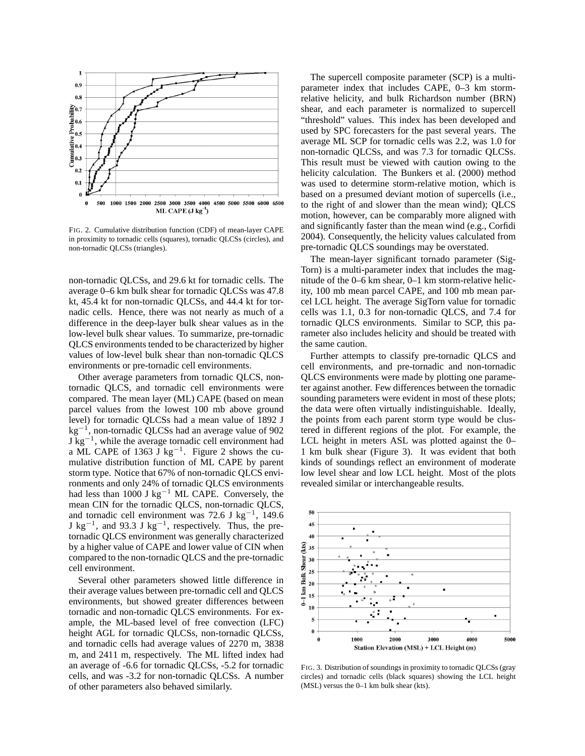FIG. 2. Cumulative distribution function (CDF) of mean-layer CAPE in proximity to tornadic cells (squares), tornadic QLCSs (circles), and non-tornadic QLCSs (triangles).

non-tornadic QLCSs, and 29.6 kt for tornadic cells. The average 0–6 km bulk shear for tornadic QLCSs was 47.8 kt, 45.4 kt for non-tornadic QLCSs, and 44.4 kt for tornadic cells. Hence, there was not nearly as much of a difference in the deep-layer bulk shear values as in the low-level bulk shear values. To summarize, pre-tornadic QLCS environments tended to be characterized by higher values of low-level bulk shear than non-tornadic QLCS environments or pre-tornadic cell environments.

Other average parameters from tornadic QLCS, non-tornadic QLCS, and tornadic cell environments were compared. The mean layer (ML) CAPE (based on mean parcel values from the lowest 100 mb above ground level) for tornadic QLCSs had a mean value of 1892 J $kg^{-1}$, non-tornadic QLCSs had an average value of 902 J $kg^{-1}$, while the average tornadic cell environment had a ML CAPE of 1363 J $kg^{-1}$. Figure 2 shows the cumulative distribution function of ML CAPE by parent storm type. Notice that 67% of non-tornadic QLCS environments and only 24% of tornadic QLCS environments had less than 1000 J $kg^{-1}$ ML CAPE. Conversely, the mean CIN for the tornadic QLCS, non-tornadic QLCS, and tornadic cell environment was 72.6 J $kg^{-1}$, 149.6 J $kg^{-1}$, and 93.3 J $kg^{-1}$, respectively. Thus, the pre-tornadic QLCS environment was generally characterized by a higher value of CAPE and lower value of CIN when compared to the non-tornadic QLCS and the pre-tornadic cell environment.

Several other parameters showed little difference in their average values between pre-tornadic cell and QLCS environments, but showed greater differences between tornadic and non-tornadic QLCS environments. For example, the ML-based level of free convection (LFC) height AGL for tornadic QLCSs, non-tornadic QLCSs, and tornadic cells had average values of 2270 m, 3838 m, and 2411 m, respectively. The ML lifted index had an average of -6.6 for tornadic QLCSs, -5.2 for tornadic cells, and was -3.2 for non-tornadic QLCSs. A number of other parameters also behaved similarly.

The supercell composite parameter (SCP) is a multi-parameter index that includes CAPE, 0–3 km storm-relative helicity, and bulk Richardson number (BRN) shear, and each parameter is normalized to supercell "threshold" values. This index has been developed and used by SPC forecasters for the past several years. The average ML SCP for tornadic cells was 2.2, was 1.0 for non-tornadic QLCSs, and was 7.3 for tornadic QLCSs. This result must be viewed with caution owing to the helicity calculation. The Bunkers et al. (2000) method was used to determine storm-relative motion, which is based on a presumed deviant motion of supercells (i.e., to the right of and slower than the mean wind); QLCS motion, however, can be comparably more aligned with and significantly faster than the mean wind (e.g., Corfidi 2004). Consequently, the helicity values calculated from pre-tornadic QLCS soundings may be overstated.

The mean-layer significant tornado parameter (SigTorn) is a multi-parameter index that includes the magnitude of the 0–6 km shear, 0–1 km storm-relative helicity, 100 mb mean parcel CAPE, and 100 mb mean parcel LCL height. The average SigTorn value for tornadic cells was 1.1, 0.3 for non-tornadic QLCS, and 7.4 for tornadic QLCS environments. Similar to SCP, this parameter also includes helicity and should be treated with the same caution.

Further attempts to classify pre-tornadic QLCS and cell environments, and pre-tornadic and non-tornadic QLCS environments were made by plotting one parameter against another. Few differences between the tornadic sounding parameters were evident in most of these plots; the data were often virtually indistinguishable. Ideally, the points from each parent storm type would be clustered in different regions of the plot. For example, the LCL height in meters ASL was plotted against the 0–1 km bulk shear (Figure 3). It was evident that both kinds of soundings reflect an environment of moderate low level shear and low LCL height. Most of the plots revealed similar or interchangeable results.

FIG. 3. Distribution of soundings in proximity to tornadic QLCSs (gray circles) and tornadic cells (black squares) showing the LCL height (MSL) versus the 0–1 km bulk shear (kts).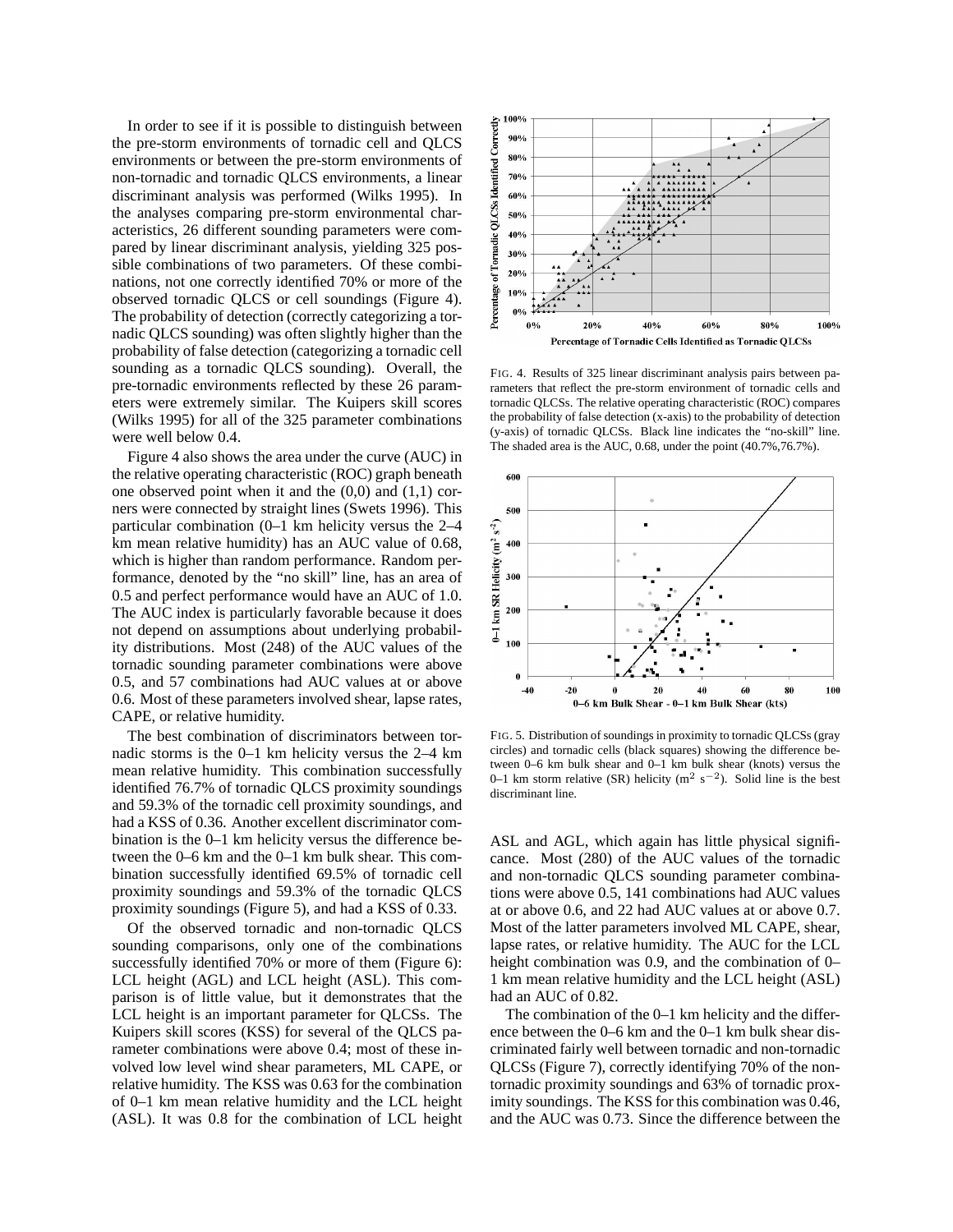In order to see if it is possible to distinguish between the pre-storm environments of tornadic cell and QLCS environments or between the pre-storm environments of non-tornadic and tornadic QLCS environments, a linear discriminant analysis was performed (Wilks 1995). In the analyses comparing pre-storm environmental characteristics, 26 different sounding parameters were compared by linear discriminant analysis, yielding 325 possible combinations of two parameters. Of these combinations, not one correctly identified 70% or more of the observed tornadic QLCS or cell soundings (Figure 4). The probability of detection (correctly categorizing a tornadic QLCS sounding) was often slightly higher than the probability of false detection (categorizing a tornadic cell sounding as a tornadic QLCS sounding). Overall, the pre-tornadic environments reflected by these 26 parameters were extremely similar. The Kuipers skill scores (Wilks 1995) for all of the 325 parameter combinations were well below 0.4.

Figure 4 also shows the area under the curve (AUC) in the relative operating characteristic (ROC) graph beneath one observed point when it and the (0,0) and (1,1) corners were connected by straight lines (Swets 1996). This particular combination (0–1 km helicity versus the 2–4 km mean relative humidity) has an AUC value of 0.68, which is higher than random performance. Random performance, denoted by the "no skill" line, has an area of 0.5 and perfect performance would have an AUC of 1.0. The AUC index is particularly favorable because it does not depend on assumptions about underlying probability distributions. Most (248) of the AUC values of the tornadic sounding parameter combinations were above 0.5, and 57 combinations had AUC values at or above 0.6. Most of these parameters involved shear, lapse rates, CAPE, or relative humidity.

The best combination of discriminators between tornadic storms is the 0–1 km helicity versus the 2–4 km mean relative humidity. This combination successfully identified 76.7% of tornadic QLCS proximity soundings and 59.3% of the tornadic cell proximity soundings, and had a KSS of 0.36. Another excellent discriminator combination is the 0–1 km helicity versus the difference between the 0–6 km and the 0–1 km bulk shear. This combination successfully identified 69.5% of tornadic cell proximity soundings and 59.3% of the tornadic QLCS proximity soundings (Figure 5), and had a KSS of 0.33.

Of the observed tornadic and non-tornadic QLCS sounding comparisons, only one of the combinations successfully identified 70% or more of them (Figure 6): LCL height (AGL) and LCL height (ASL). This comparison is of little value, but it demonstrates that the LCL height is an important parameter for QLCSs. The Kuipers skill scores (KSS) for several of the QLCS parameter combinations were above 0.4; most of these involved low level wind shear parameters, ML CAPE, or relative humidity. The KSS was 0.63 for the combination of 0–1 km mean relative humidity and the LCL height (ASL). It was 0.8 for the combination of LCL height ASL and AGL, which again has little physical significance. Most (280) of the AUC values of the tornadic and non-tornadic QLCS sounding parameter combinations were above 0.5, 141 combinations had AUC values at or above 0.6, and 22 had AUC values at or above 0.7. Most of the latter parameters involved ML CAPE, shear, lapse rates, or relative humidity. The AUC for the LCL height combination was 0.9, and the combination of 0–1 km mean relative humidity and the LCL height (ASL) had an AUC of 0.82.

The combination of the 0–1 km helicity and the difference between the 0–6 km and the 0–1 km bulk shear discriminated fairly well between tornadic and non-tornadic QLCSs (Figure 7), correctly identifying 70% of the non-tornadic proximity soundings and 63% of tornadic proximity soundings. The KSS for this combination was 0.46, and the AUC was 0.73. Since the difference between the

FIG. 4. Results of 325 linear discriminant analysis pairs between parameters that reflect the pre-storm environment of tornadic cells and tornadic QLCSs. The relative operating characteristic (ROC) compares the probability of false detection (x-axis) to the probability of detection (y-axis) of tornadic QLCSs. Black line indicates the "no-skill" line. The shaded area is the AUC, 0.68, under the point (40.7%,76.7%).

FIG. 5. Distribution of soundings in proximity to tornadic QLCSs (gray circles) and tornadic cells (black squares) showing the difference between 0–6 km bulk shear and 0–1 km bulk shear (knots) versus the 0–1 km storm relative (SR) helicity ($m^2$ $s^{-2}$). Solid line is the best discriminant line.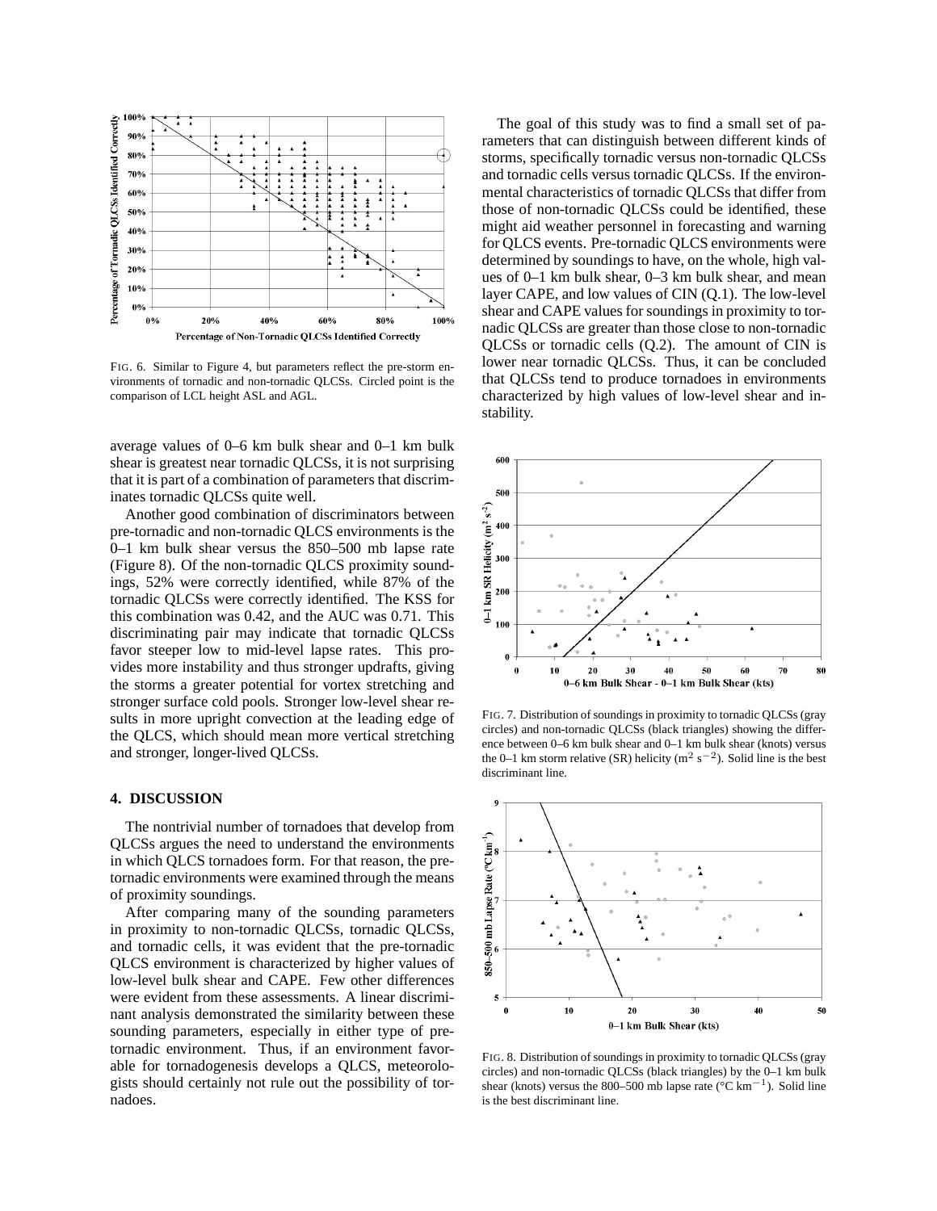FIG. 6. Similar to Figure 4, but parameters reflect the pre-storm environments of tornadic and non-tornadic QLCSs. Circled point is the comparison of LCL height ASL and AGL.

average values of 0–6 km bulk shear and 0–1 km bulk shear is greatest near tornadic QLCSs, it is not surprising that it is part of a combination of parameters that discriminates tornadic QLCSs quite well.

Another good combination of discriminators between pre-tornadic and non-tornadic QLCS environments is the 0–1 km bulk shear versus the 850–500 mb lapse rate (Figure 8). Of the non-tornadic QLCS proximity soundings, 52% were correctly identified, while 87% of the tornadic QLCSs were correctly identified. The KSS for this combination was 0.42, and the AUC was 0.71. This discriminating pair may indicate that tornadic QLCSs favor steeper low to mid-level lapse rates. This provides more instability and thus stronger updrafts, giving the storms a greater potential for vortex stretching and stronger surface cold pools. Stronger low-level shear results in more upright convection at the leading edge of the QLCS, which should mean more vertical stretching and stronger, longer-lived QLCSs.

## 4. DISCUSSION

The nontrivial number of tornadoes that develop from QLCSs argues the need to understand the environments in which QLCS tornadoes form. For that reason, the pre-tornadic environments were examined through the means of proximity soundings.

After comparing many of the sounding parameters in proximity to non-tornadic QLCSs, tornadic QLCSs, and tornadic cells, it was evident that the pre-tornadic QLCS environment is characterized by higher values of low-level bulk shear and CAPE. Few other differences were evident from these assessments. A linear discriminant analysis demonstrated the similarity between these sounding parameters, especially in either type of pre-tornadic environment. Thus, if an environment favorable for tornadogenesis develops a QLCS, meteorologists should certainly not rule out the possibility of tornadoes.

The goal of this study was to find a small set of parameters that can distinguish between different kinds of storms, specifically tornadic versus non-tornadic QLCSs and tornadic cells versus tornadic QLCSs. If the environmental characteristics of tornadic QLCSs that differ from those of non-tornadic QLCSs could be identified, these might aid weather personnel in forecasting and warning for QLCS events. Pre-tornadic QLCS environments were determined by soundings to have, on the whole, high values of 0–1 km bulk shear, 0–3 km bulk shear, and mean layer CAPE, and low values of CIN (Q.1). The low-level shear and CAPE values for soundings in proximity to tornadic QLCSs are greater than those close to non-tornadic QLCSs or tornadic cells (Q.2). The amount of CIN is lower near tornadic QLCSs. Thus, it can be concluded that QLCSs tend to produce tornadoes in environments characterized by high values of low-level shear and instability.

FIG. 7. Distribution of soundings in proximity to tornadic QLCSs (gray circles) and non-tornadic QLCSs (black triangles) showing the difference between 0–6 km bulk shear and 0–1 km bulk shear (knots) versus the 0–1 km storm relative (SR) helicity ($m^2\ s^{-2}$). Solid line is the best discriminant line.

FIG. 8. Distribution of soundings in proximity to tornadic QLCSs (gray circles) and non-tornadic QLCSs (black triangles) by the 0–1 km bulk shear (knots) versus the 800–500 mb lapse rate (°C $km^{-1}$). Solid line is the best discriminant line.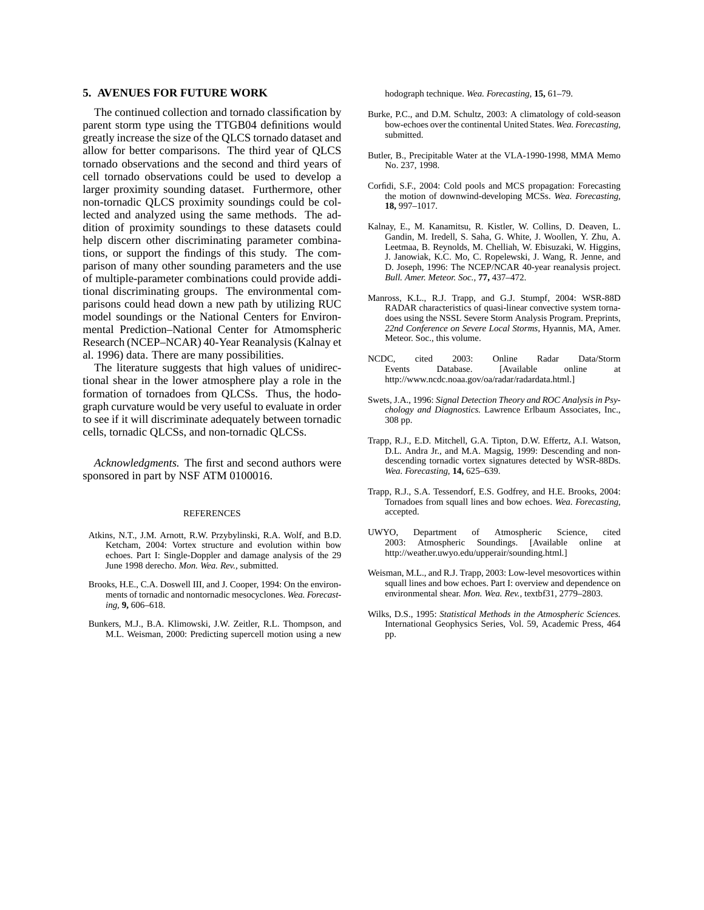## 5. AVENUES FOR FUTURE WORK

The continued collection and tornado classification by parent storm type using the TTGB04 definitions would greatly increase the size of the QLCS tornado dataset and allow for better comparisons. The third year of QLCS tornado observations and the second and third years of cell tornado observations could be used to develop a larger proximity sounding dataset. Furthermore, other non-tornadic QLCS proximity soundings could be collected and analyzed using the same methods. The addition of proximity soundings to these datasets could help discern other discriminating parameter combinations, or support the findings of this study. The comparison of many other sounding parameters and the use of multiple-parameter combinations could provide additional discriminating groups. The environmental comparisons could head down a new path by utilizing RUC model soundings or the National Centers for Environmental Prediction–National Center for Atmomspheric Research (NCEP–NCAR) 40-Year Reanalysis (Kalnay et al. 1996) data. There are many possibilities.

The literature suggests that high values of unidirectional shear in the lower atmosphere play a role in the formation of tornadoes from QLCSs. Thus, the hodograph curvature would be very useful to evaluate in order to see if it will discriminate adequately between tornadic cells, tornadic QLCSs, and non-tornadic QLCSs.

*Acknowledgments.* The first and second authors were sponsored in part by NSF ATM 0100016.

### REFERENCES

Atkins, N.T., J.M. Arnott, R.W. Przybylinski, R.A. Wolf, and B.D. Ketcham, 2004: Vortex structure and evolution within bow echoes. Part I: Single-Doppler and damage analysis of the 29 June 1998 derecho. *Mon. Wea. Rev.*, submitted.

Brooks, H.E., C.A. Doswell III, and J. Cooper, 1994: On the environments of tornadic and nontornadic mesocyclones. *Wea. Forecasting*, **9,** 606–618.

Bunkers, M.J., B.A. Klimowski, J.W. Zeitler, R.L. Thompson, and M.L. Weisman, 2000: Predicting supercell motion using a new hodograph technique. *Wea. Forecasting*, **15,** 61–79.

Burke, P.C., and D.M. Schultz, 2003: A climatology of cold-season bow-echoes over the continental United States. *Wea. Forecasting*, submitted.

Butler, B., Precipitable Water at the VLA-1990-1998, MMA Memo No. 237, 1998.

Corfidi, S.F., 2004: Cold pools and MCS propagation: Forecasting the motion of downwind-developing MCSs. *Wea. Forecasting*, **18,** 997–1017.

Kalnay, E., M. Kanamitsu, R. Kistler, W. Collins, D. Deaven, L. Gandin, M. Iredell, S. Saha, G. White, J. Woollen, Y. Zhu, A. Leetmaa, B. Reynolds, M. Chelliah, W. Ebisuzaki, W. Higgins, J. Janowiak, K.C. Mo, C. Ropelewski, J. Wang, R. Jenne, and D. Joseph, 1996: The NCEP/NCAR 40-year reanalysis project. *Bull. Amer. Meteor. Soc.*, **77,** 437–472.

Manross, K.L., R.J. Trapp, and G.J. Stumpf, 2004: WSR-88D RADAR characteristics of quasi-linear convective system tornadoes using the NSSL Severe Storm Analysis Program. Preprints, *22nd Conference on Severe Local Storms*, Hyannis, MA, Amer. Meteor. Soc., this volume.

NCDC, cited 2003: Online Radar Data/Storm Events Database. [Available online at http://www.ncdc.noaa.gov/oa/radar/radardata.html.]

Swets, J.A., 1996: *Signal Detection Theory and ROC Analysis in Psychology and Diagnostics.* Lawrence Erlbaum Associates, Inc., 308 pp.

Trapp, R.J., E.D. Mitchell, G.A. Tipton, D.W. Effertz, A.I. Watson, D.L. Andra Jr., and M.A. Magsig, 1999: Descending and nondescending tornadic vortex signatures detected by WSR-88Ds. *Wea. Forecasting*, **14,** 625–639.

Trapp, R.J., S.A. Tessendorf, E.S. Godfrey, and H.E. Brooks, 2004: Tornadoes from squall lines and bow echoes. *Wea. Forecasting*, accepted.

UWYO, Department of Atmospheric Science, cited 2003: Atmospheric Soundings. [Available online at http://weather.uwyo.edu/upperair/sounding.html.]

Weisman, M.L., and R.J. Trapp, 2003: Low-level mesovortices within squall lines and bow echoes. Part I: overview and dependence on environmental shear. *Mon. Wea. Rev.*, textbf31, 2779–2803.

Wilks, D.S., 1995: *Statistical Methods in the Atmospheric Sciences.* International Geophysics Series, Vol. 59, Academic Press, 464 pp.